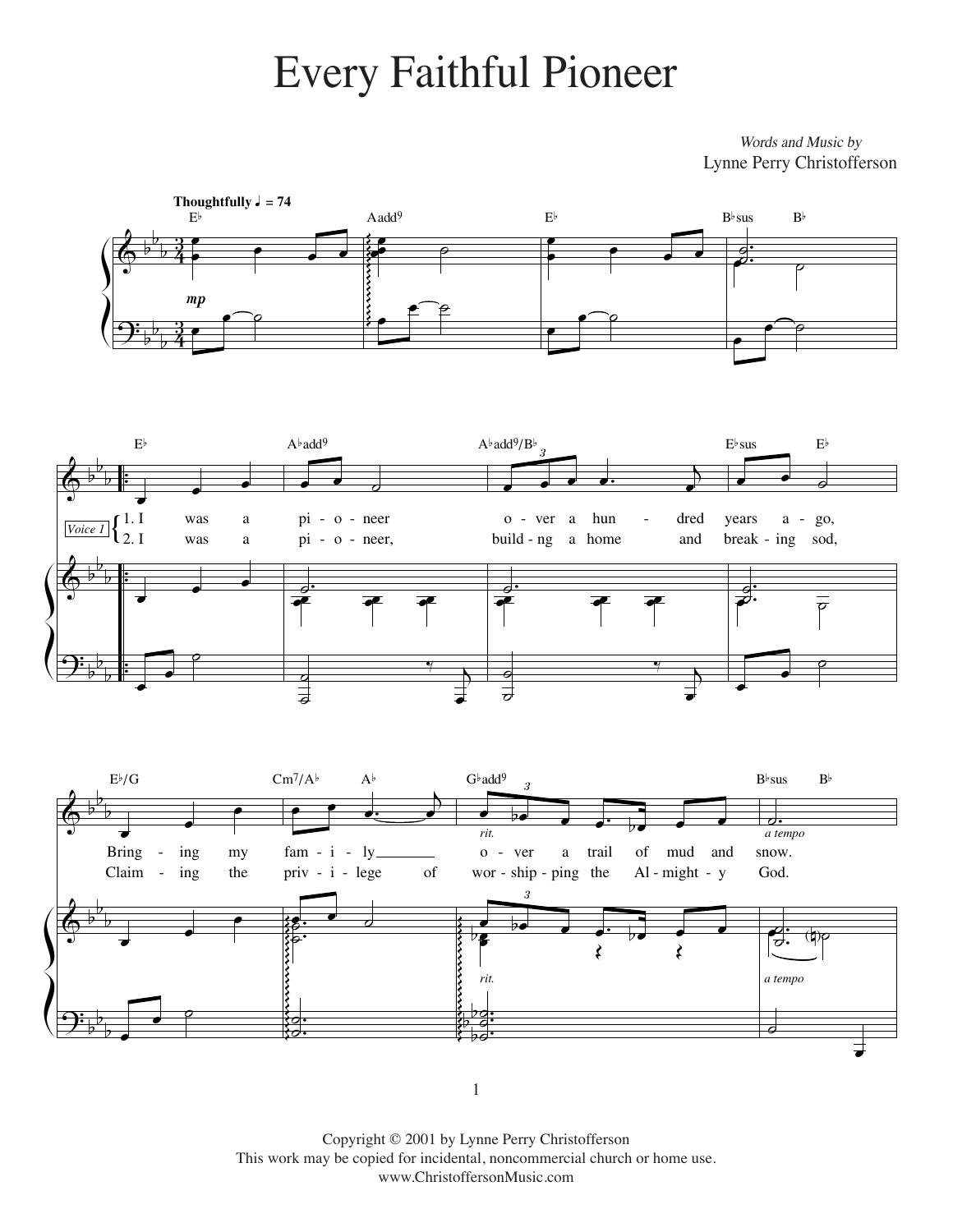# Every Faithful Pioneer

*Words and Music by*
Lynne Perry Christofferson

Copyright © 2001 by Lynne Perry Christofferson
This work may be copied for incidental, noncommercial church or home use.
www.ChristoffersonMusic.com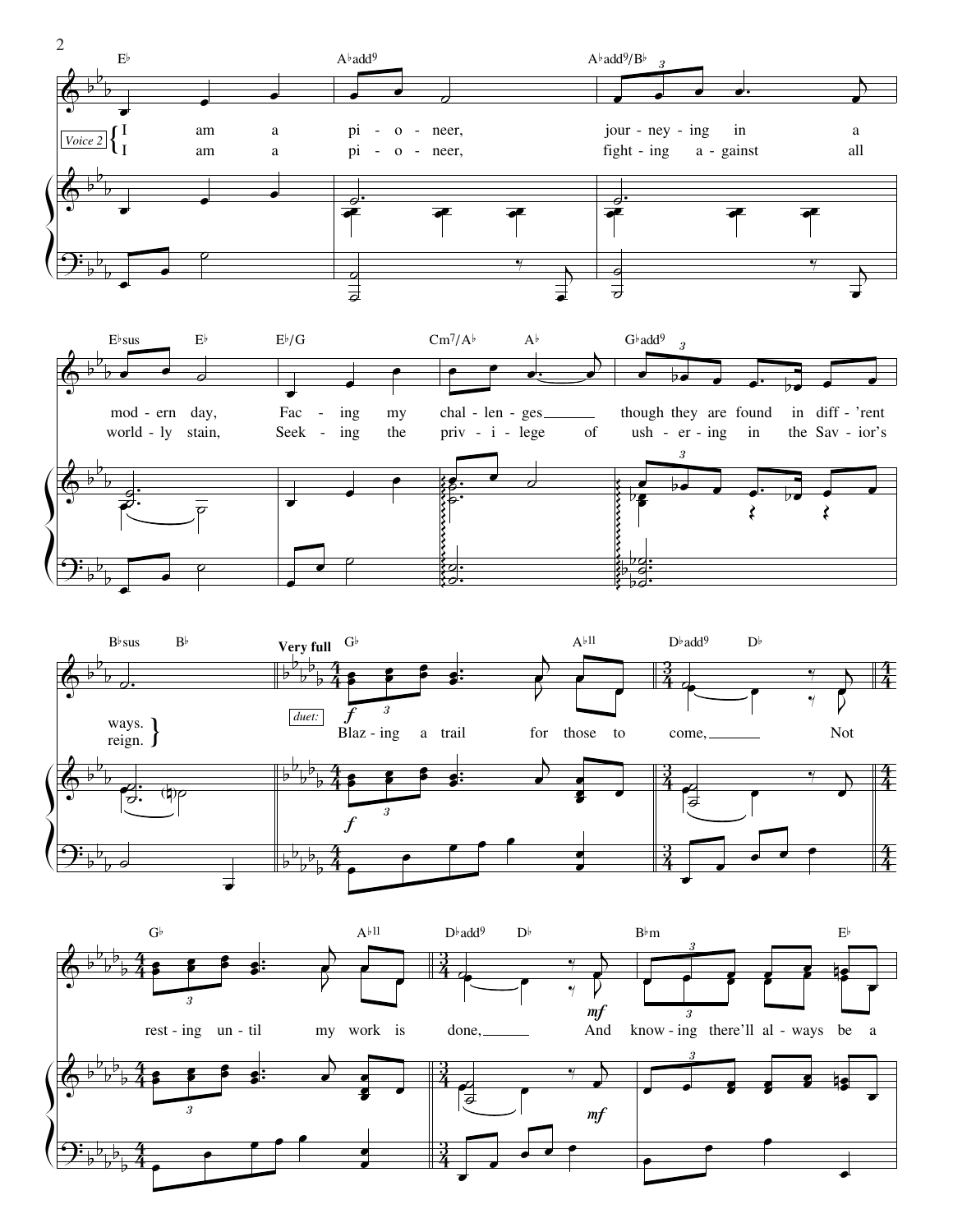E♭ | A♭add9 | A♭add9/B♭

*Voice 2*
I am a pi - o - neer, jour - ney - ing in a
I am a pi - o - neer, fight - ing a - gainst all

E♭sus | E♭ | E♭/G | Cm7/A♭ | A♭ | G♭add9

mod - ern day, Fac - ing my chal - len - ges though they are found in diff - 'rent
world - ly stain, Seek - ing the priv - i - lege of ush - er - ing in the Sav - ior's

B♭sus | B♭ | **Very full** G♭ | A♭11 | D♭add9 | D♭

ways.
reign.

*duet:* *f*
Blaz - ing a trail for those to come, Not

G♭ | A♭11 | D♭add9 | D♭ | B♭m | E♭

rest - ing un - til my work is done, *mf* And know - ing there'll al - ways be a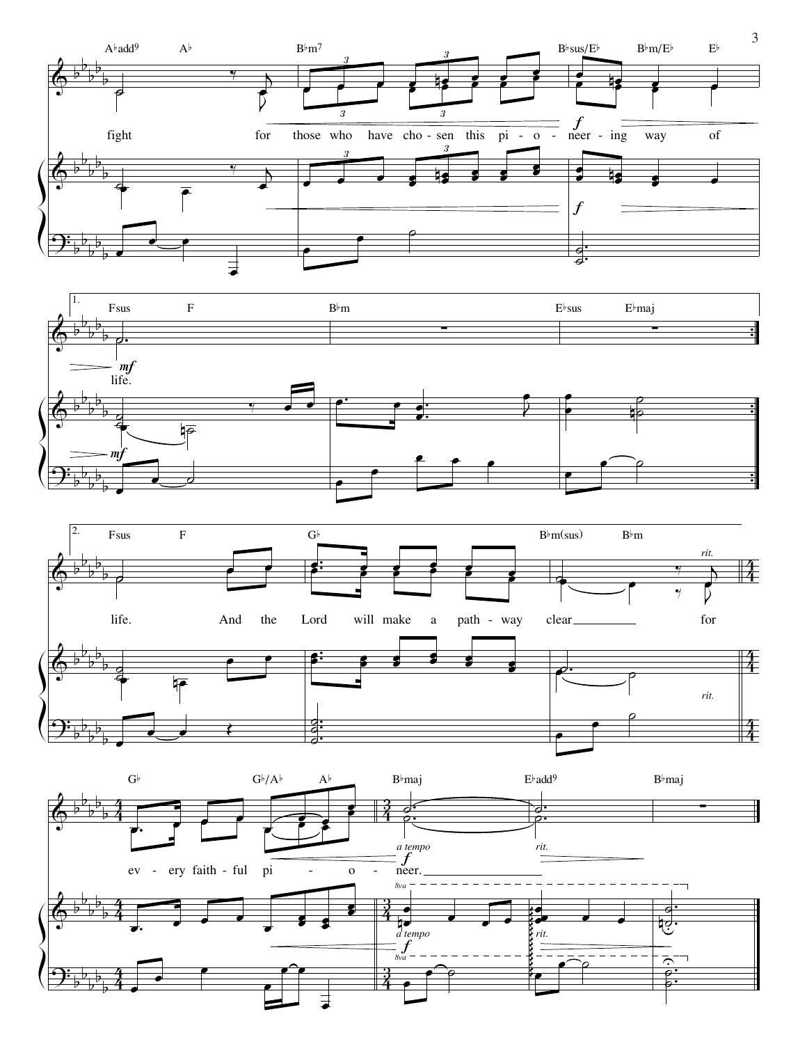A♭add9 A♭ B♭m7 B♭sus/E♭ B♭m/E♭ E♭

fight for those who have cho - sen this pi - o - neer - ing way of

1. Fsus F B♭m E♭sus E♭maj

life.

2. Fsus F G♭ B♭m(sus) B♭m

life. And the Lord will make a path - way clear for

G♭ G♭/A♭ A♭ B♭maj E♭add9 B♭maj

ev - ery faith - ful pi - o - neer.